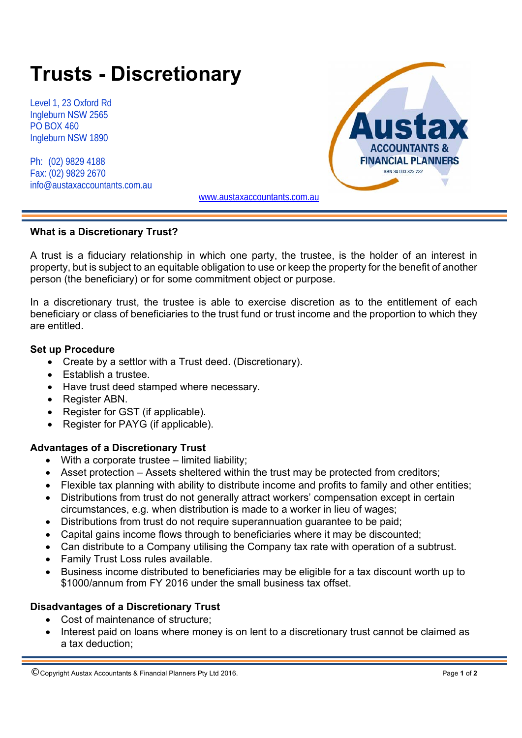# Trusts - Discretionary

Level 1, 23 Oxford Rd
Ingleburn NSW 2565
PO BOX 460
Ingleburn NSW 1890

Ph: (02) 9829 4188
Fax: (02) 9829 2670
info@austaxaccountants.com.au

Austax ACCOUNTANTS & FINANCIAL PLANNERS
ABN 34 003 822 222

www.austaxaccountants.com.au

### What is a Discretionary Trust?

A trust is a fiduciary relationship in which one party, the trustee, is the holder of an interest in property, but is subject to an equitable obligation to use or keep the property for the benefit of another person (the beneficiary) or for some commitment object or purpose.

In a discretionary trust, the trustee is able to exercise discretion as to the entitlement of each beneficiary or class of beneficiaries to the trust fund or trust income and the proportion to which they are entitled.

### Set up Procedure

- Create by a settlor with a Trust deed. (Discretionary).
- Establish a trustee.
- Have trust deed stamped where necessary.
- Register ABN.
- Register for GST (if applicable).
- Register for PAYG (if applicable).

### Advantages of a Discretionary Trust

- With a corporate trustee – limited liability;
- Asset protection – Assets sheltered within the trust may be protected from creditors;
- Flexible tax planning with ability to distribute income and profits to family and other entities;
- Distributions from trust do not generally attract workers' compensation except in certain circumstances, e.g. when distribution is made to a worker in lieu of wages;
- Distributions from trust do not require superannuation guarantee to be paid;
- Capital gains income flows through to beneficiaries where it may be discounted;
- Can distribute to a Company utilising the Company tax rate with operation of a subtrust.
- Family Trust Loss rules available.
- Business income distributed to beneficiaries may be eligible for a tax discount worth up to $1000/annum from FY 2016 under the small business tax offset.

### Disadvantages of a Discretionary Trust

- Cost of maintenance of structure;
- Interest paid on loans where money is on lent to a discretionary trust cannot be claimed as a tax deduction;

© Copyright Austax Accountants & Financial Planners Pty Ltd 2016.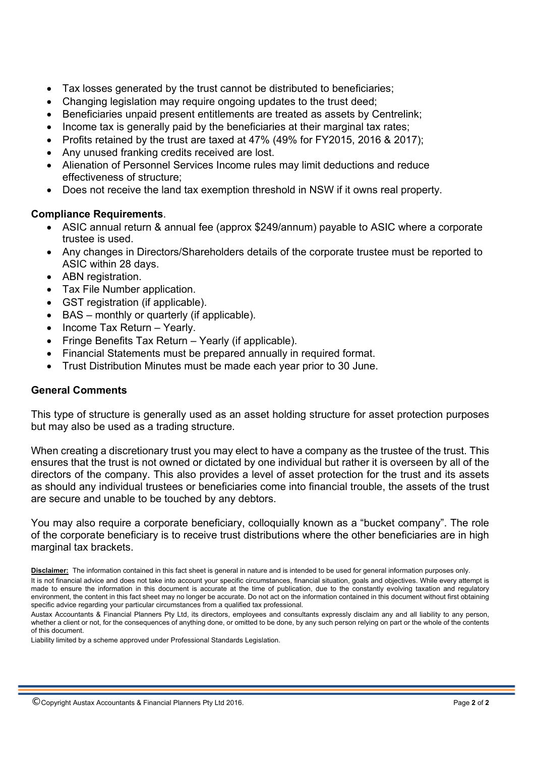- Tax losses generated by the trust cannot be distributed to beneficiaries;
- Changing legislation may require ongoing updates to the trust deed;
- Beneficiaries unpaid present entitlements are treated as assets by Centrelink;
- Income tax is generally paid by the beneficiaries at their marginal tax rates;
- Profits retained by the trust are taxed at 47% (49% for FY2015, 2016 & 2017);
- Any unused franking credits received are lost.
- Alienation of Personnel Services Income rules may limit deductions and reduce effectiveness of structure;
- Does not receive the land tax exemption threshold in NSW if it owns real property.

**Compliance Requirements**.

- ASIC annual return & annual fee (approx $249/annum) payable to ASIC where a corporate trustee is used.
- Any changes in Directors/Shareholders details of the corporate trustee must be reported to ASIC within 28 days.
- ABN registration.
- Tax File Number application.
- GST registration (if applicable).
- BAS – monthly or quarterly (if applicable).
- Income Tax Return – Yearly.
- Fringe Benefits Tax Return – Yearly (if applicable).
- Financial Statements must be prepared annually in required format.
- Trust Distribution Minutes must be made each year prior to 30 June.

**General Comments**

This type of structure is generally used as an asset holding structure for asset protection purposes but may also be used as a trading structure.

When creating a discretionary trust you may elect to have a company as the trustee of the trust. This ensures that the trust is not owned or dictated by one individual but rather it is overseen by all of the directors of the company. This also provides a level of asset protection for the trust and its assets as should any individual trustees or beneficiaries come into financial trouble, the assets of the trust are secure and unable to be touched by any debtors.

You may also require a corporate beneficiary, colloquially known as a "bucket company". The role of the corporate beneficiary is to receive trust distributions where the other beneficiaries are in high marginal tax brackets.

**Disclaimer:** The information contained in this fact sheet is general in nature and is intended to be used for general information purposes only.

It is not financial advice and does not take into account your specific circumstances, financial situation, goals and objectives. While every attempt is made to ensure the information in this document is accurate at the time of publication, due to the constantly evolving taxation and regulatory environment, the content in this fact sheet may no longer be accurate. Do not act on the information contained in this document without first obtaining specific advice regarding your particular circumstances from a qualified tax professional.

Austax Accountants & Financial Planners Pty Ltd, its directors, employees and consultants expressly disclaim any and all liability to any person, whether a client or not, for the consequences of anything done, or omitted to be done, by any such person relying on part or the whole of the contents of this document.

Liability limited by a scheme approved under Professional Standards Legislation.

©Copyright Austax Accountants & Financial Planners Pty Ltd 2016.